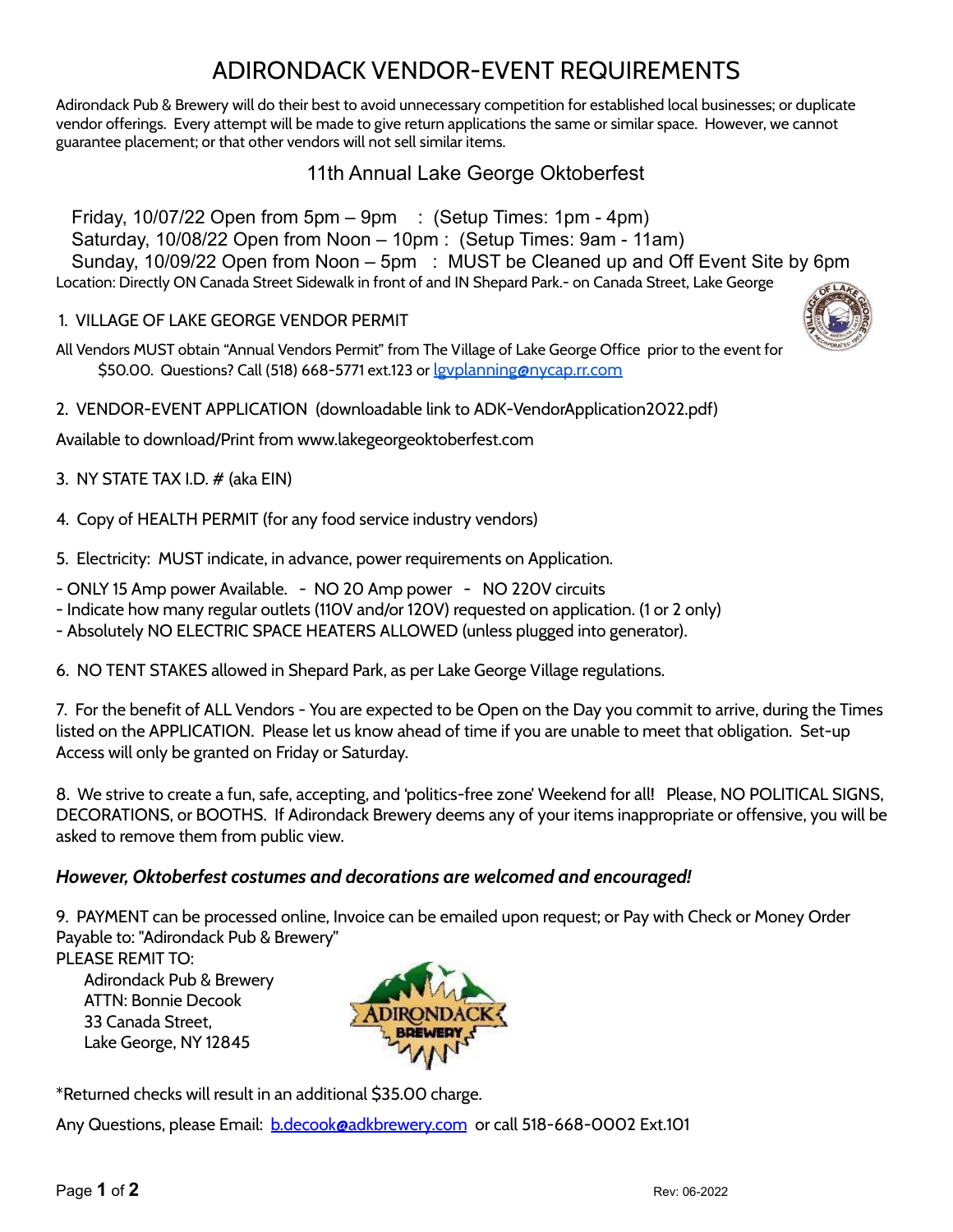# ADIRONDACK VENDOR-EVENT REQUIREMENTS

Adirondack Pub & Brewery will do their best to avoid unnecessary competition for established local businesses; or duplicate vendor offerings. Every attempt will be made to give return applications the same or similar space. However, we cannot guarantee placement; or that other vendors will not sell similar items.

## 11th Annual Lake George Oktoberfest

Friday, 10/07/22 Open from 5pm – 9pm : (Setup Times: 1pm - 4pm)
Saturday, 10/08/22 Open from Noon – 10pm : (Setup Times: 9am - 11am)
Sunday, 10/09/22 Open from Noon – 5pm : MUST be Cleaned up and Off Event Site by 6pm

Location: Directly ON Canada Street Sidewalk in front of and IN Shepard Park.- on Canada Street, Lake George

1. VILLAGE OF LAKE GEORGE VENDOR PERMIT

All Vendors MUST obtain "Annual Vendors Permit" from The Village of Lake George Office prior to the event for $50.00. Questions? Call (518) 668-5771 ext.123 or lgvplanning@nycap.rr.com

2. VENDOR-EVENT APPLICATION (downloadable link to ADK-VendorApplication2022.pdf)

Available to download/Print from www.lakegeorgeoktoberfest.com

3. NY STATE TAX I.D. # (aka EIN)

4. Copy of HEALTH PERMIT (for any food service industry vendors)

5. Electricity: MUST indicate, in advance, power requirements on Application.

- ONLY 15 Amp power Available. - NO 20 Amp power - NO 220V circuits
- Indicate how many regular outlets (110V and/or 120V) requested on application. (1 or 2 only)
- Absolutely NO ELECTRIC SPACE HEATERS ALLOWED (unless plugged into generator).

6. NO TENT STAKES allowed in Shepard Park, as per Lake George Village regulations.

7. For the benefit of ALL Vendors - You are expected to be Open on the Day you commit to arrive, during the Times listed on the APPLICATION. Please let us know ahead of time if you are unable to meet that obligation. Set-up Access will only be granted on Friday or Saturday.

8. We strive to create a fun, safe, accepting, and 'politics-free zone' Weekend for all! Please, NO POLITICAL SIGNS, DECORATIONS, or BOOTHS. If Adirondack Brewery deems any of your items inappropriate or offensive, you will be asked to remove them from public view.

***However, Oktoberfest costumes and decorations are welcomed and encouraged!***

9. PAYMENT can be processed online, Invoice can be emailed upon request; or Pay with Check or Money Order Payable to: "Adirondack Pub & Brewery"

PLEASE REMIT TO:

Adirondack Pub & Brewery
ATTN: Bonnie Decook
33 Canada Street,
Lake George, NY 12845

*Returned checks will result in an additional $35.00 charge.

Any Questions, please Email: b.decook@adkbrewery.com or call 518-668-0002 Ext.101

Rev: 06-2022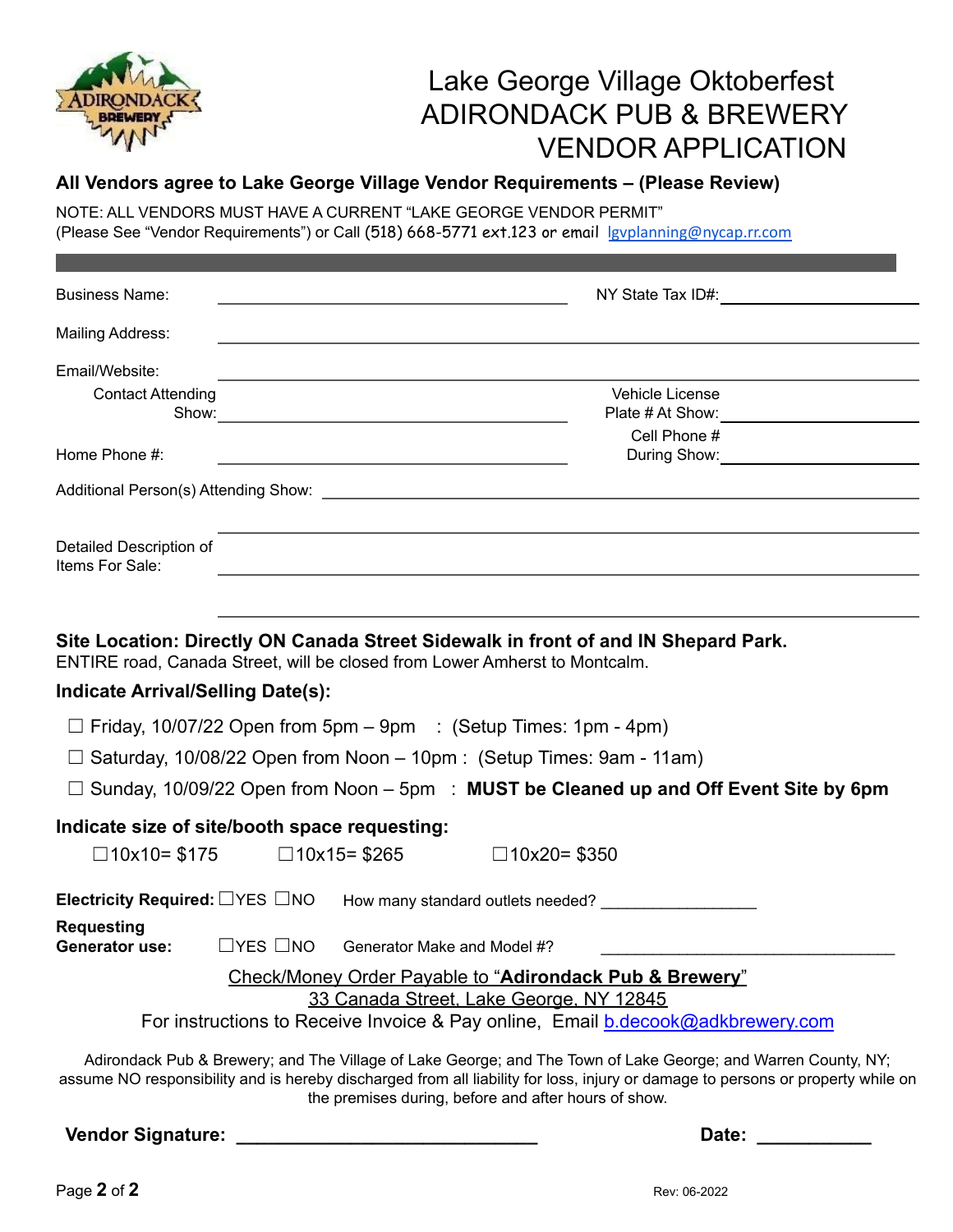# Lake George Village Oktoberfest
# ADIRONDACK PUB & BREWERY
# VENDOR APPLICATION

**All Vendors agree to Lake George Village Vendor Requirements – (Please Review)**

NOTE: ALL VENDORS MUST HAVE A CURRENT "LAKE GEORGE VENDOR PERMIT"
(Please See "Vendor Requirements") or Call (518) 668-5771 ext.123 or email lgvplanning@nycap.rr.com

Business Name: ______________________ NY State Tax ID#: ______________________

Mailing Address: ______________________

Email/Website: ______________________

Contact Attending Show: ______________________ Vehicle License Plate # At Show: ______________________

Home Phone #: ______________________ Cell Phone # During Show: ______________________

Additional Person(s) Attending Show: ______________________

Detailed Description of Items For Sale: ______________________

**Site Location: Directly ON Canada Street Sidewalk in front of and IN Shepard Park.**
ENTIRE road, Canada Street, will be closed from Lower Amherst to Montcalm.

**Indicate Arrival/Selling Date(s):**

- ☐ Friday, 10/07/22 Open from 5pm – 9pm : (Setup Times: 1pm - 4pm)
- ☐ Saturday, 10/08/22 Open from Noon – 10pm : (Setup Times: 9am - 11am)
- ☐ Sunday, 10/09/22 Open from Noon – 5pm : **MUST be Cleaned up and Off Event Site by 6pm**

**Indicate size of site/booth space requesting:**

☐10x10= $175 ☐10x15= $265 ☐10x20= $350

**Electricity Required:** ☐YES ☐NO How many standard outlets needed? ________________

**Requesting Generator use:** ☐YES ☐NO Generator Make and Model #? ________________

Check/Money Order Payable to "**Adirondack Pub & Brewery**"
33 Canada Street, Lake George, NY 12845
For instructions to Receive Invoice & Pay online, Email b.decook@adkbrewery.com

Adirondack Pub & Brewery; and The Village of Lake George; and The Town of Lake George; and Warren County, NY; assume NO responsibility and is hereby discharged from all liability for loss, injury or damage to persons or property while on the premises during, before and after hours of show.

**Vendor Signature:** ____________________________ **Date:** __________

Rev: 06-2022